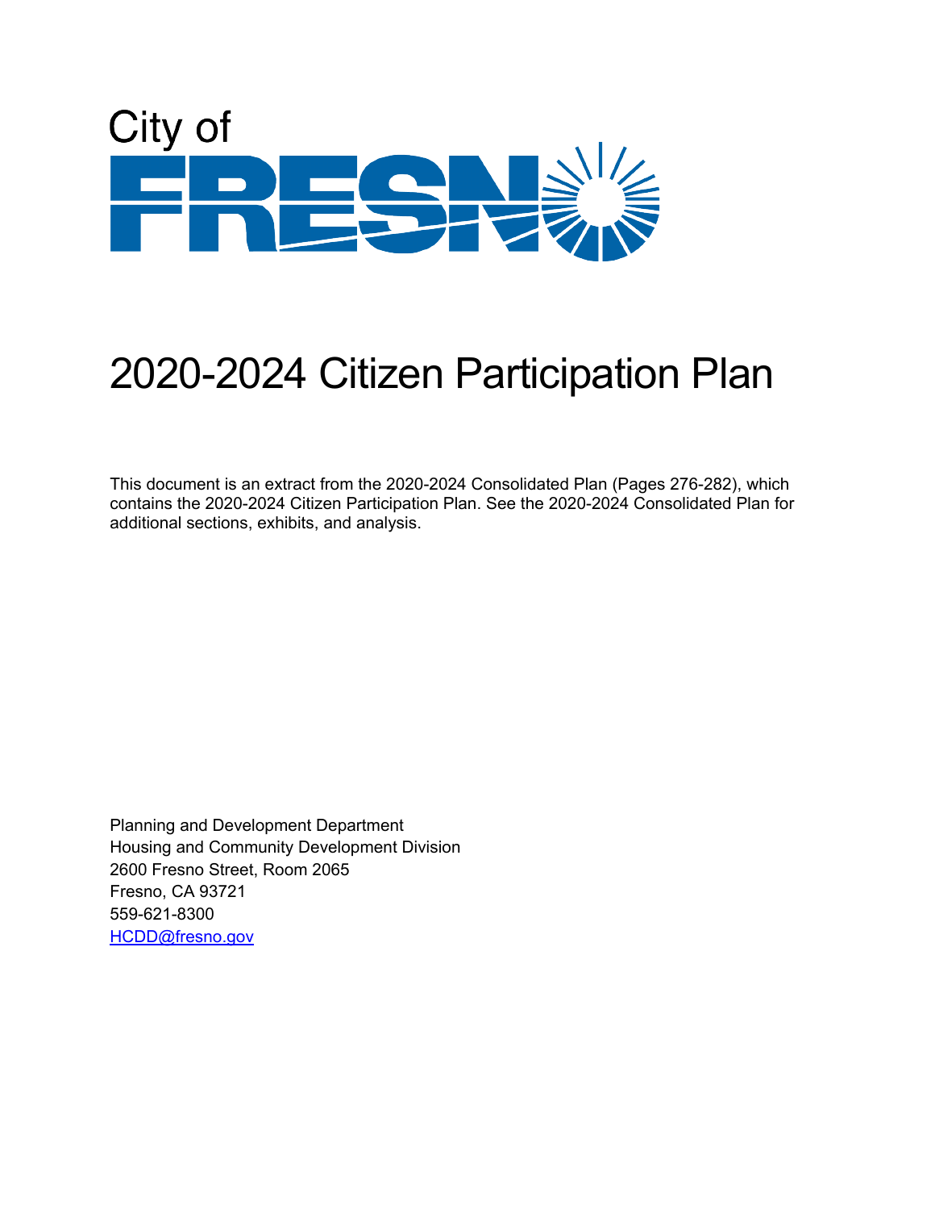City of

FRESNO

# 2020-2024 Citizen Participation Plan

This document is an extract from the 2020-2024 Consolidated Plan (Pages 276-282), which contains the 2020-2024 Citizen Participation Plan. See the 2020-2024 Consolidated Plan for additional sections, exhibits, and analysis.

Planning and Development Department
Housing and Community Development Division
2600 Fresno Street, Room 2065
Fresno, CA 93721
559-621-8300
HCDD@fresno.gov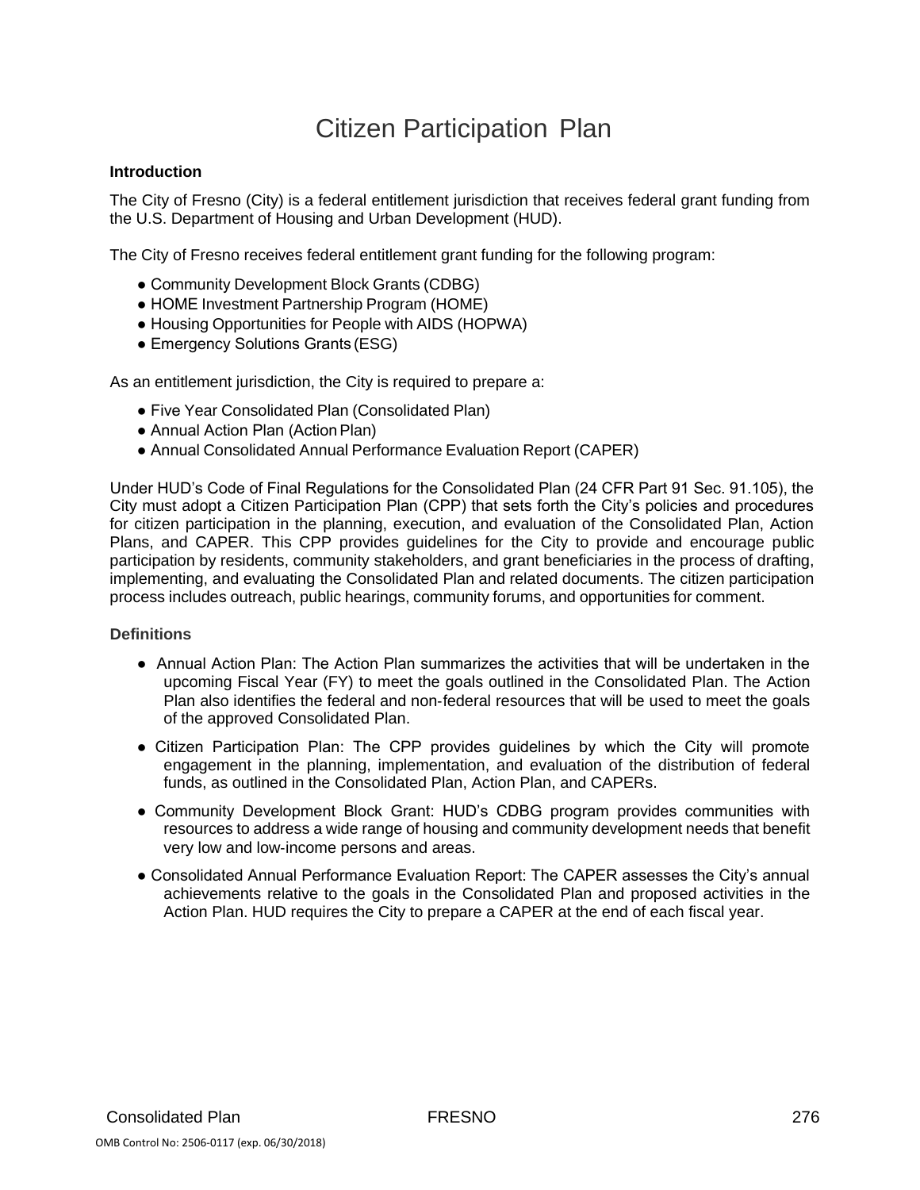# Citizen Participation Plan

### Introduction

The City of Fresno (City) is a federal entitlement jurisdiction that receives federal grant funding from the U.S. Department of Housing and Urban Development (HUD).

The City of Fresno receives federal entitlement grant funding for the following program:

- Community Development Block Grants (CDBG)
- HOME Investment Partnership Program (HOME)
- Housing Opportunities for People with AIDS (HOPWA)
- Emergency Solutions Grants (ESG)

As an entitlement jurisdiction, the City is required to prepare a:

- Five Year Consolidated Plan (Consolidated Plan)
- Annual Action Plan (Action Plan)
- Annual Consolidated Annual Performance Evaluation Report (CAPER)

Under HUD's Code of Final Regulations for the Consolidated Plan (24 CFR Part 91 Sec. 91.105), the City must adopt a Citizen Participation Plan (CPP) that sets forth the City's policies and procedures for citizen participation in the planning, execution, and evaluation of the Consolidated Plan, Action Plans, and CAPER. This CPP provides guidelines for the City to provide and encourage public participation by residents, community stakeholders, and grant beneficiaries in the process of drafting, implementing, and evaluating the Consolidated Plan and related documents. The citizen participation process includes outreach, public hearings, community forums, and opportunities for comment.

### Definitions

- Annual Action Plan: The Action Plan summarizes the activities that will be undertaken in the upcoming Fiscal Year (FY) to meet the goals outlined in the Consolidated Plan. The Action Plan also identifies the federal and non-federal resources that will be used to meet the goals of the approved Consolidated Plan.
- Citizen Participation Plan: The CPP provides guidelines by which the City will promote engagement in the planning, implementation, and evaluation of the distribution of federal funds, as outlined in the Consolidated Plan, Action Plan, and CAPERs.
- Community Development Block Grant: HUD's CDBG program provides communities with resources to address a wide range of housing and community development needs that benefit very low and low-income persons and areas.
- Consolidated Annual Performance Evaluation Report: The CAPER assesses the City's annual achievements relative to the goals in the Consolidated Plan and proposed activities in the Action Plan. HUD requires the City to prepare a CAPER at the end of each fiscal year.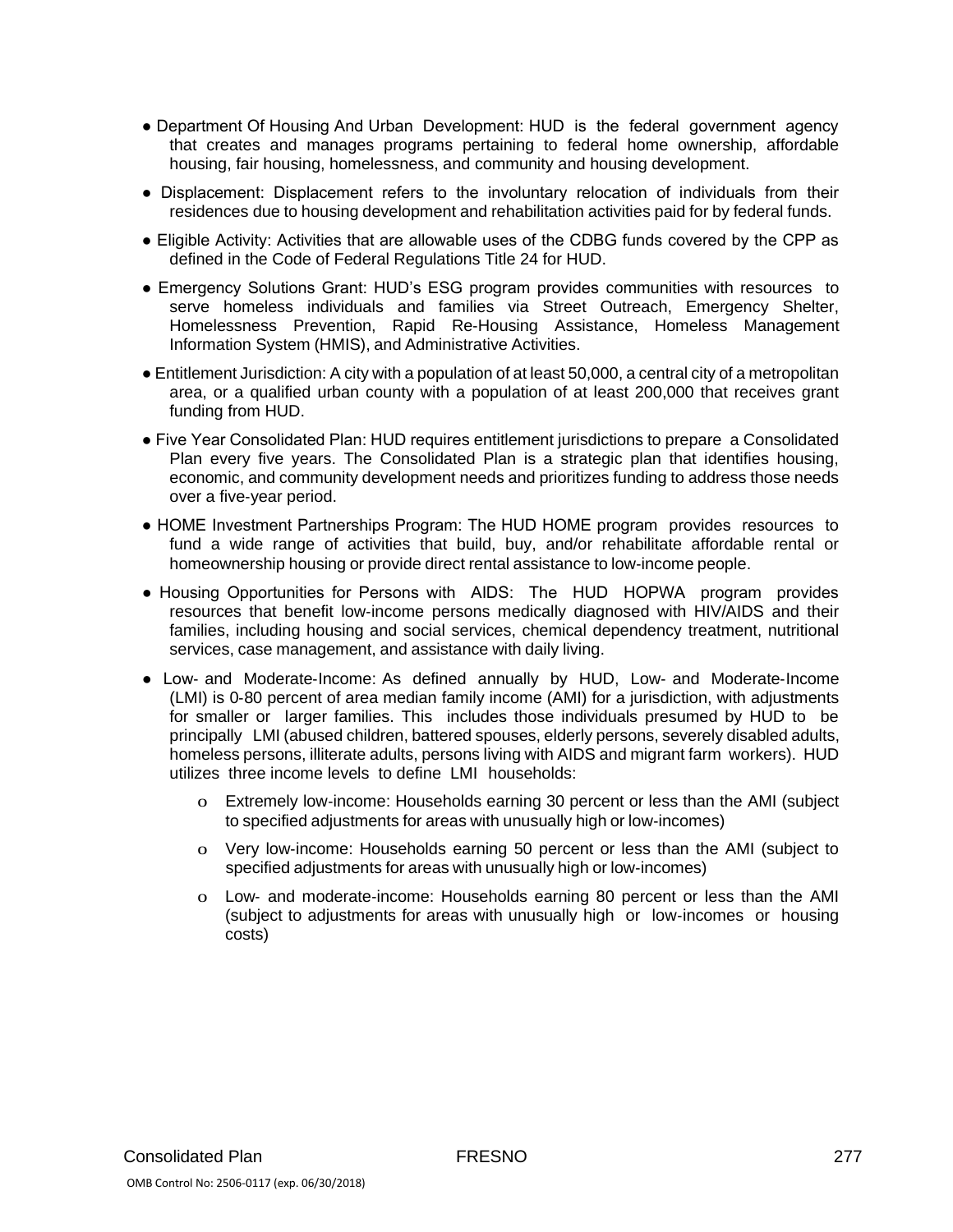- Department Of Housing And Urban Development: HUD is the federal government agency that creates and manages programs pertaining to federal home ownership, affordable housing, fair housing, homelessness, and community and housing development.
- Displacement: Displacement refers to the involuntary relocation of individuals from their residences due to housing development and rehabilitation activities paid for by federal funds.
- Eligible Activity: Activities that are allowable uses of the CDBG funds covered by the CPP as defined in the Code of Federal Regulations Title 24 for HUD.
- Emergency Solutions Grant: HUD's ESG program provides communities with resources to serve homeless individuals and families via Street Outreach, Emergency Shelter, Homelessness Prevention, Rapid Re-Housing Assistance, Homeless Management Information System (HMIS), and Administrative Activities.
- Entitlement Jurisdiction: A city with a population of at least 50,000, a central city of a metropolitan area, or a qualified urban county with a population of at least 200,000 that receives grant funding from HUD.
- Five Year Consolidated Plan: HUD requires entitlement jurisdictions to prepare a Consolidated Plan every five years. The Consolidated Plan is a strategic plan that identifies housing, economic, and community development needs and prioritizes funding to address those needs over a five-year period.
- HOME Investment Partnerships Program: The HUD HOME program provides resources to fund a wide range of activities that build, buy, and/or rehabilitate affordable rental or homeownership housing or provide direct rental assistance to low-income people.
- Housing Opportunities for Persons with AIDS: The HUD HOPWA program provides resources that benefit low-income persons medically diagnosed with HIV/AIDS and their families, including housing and social services, chemical dependency treatment, nutritional services, case management, and assistance with daily living.
- Low- and Moderate-Income: As defined annually by HUD, Low- and Moderate-Income (LMI) is 0-80 percent of area median family income (AMI) for a jurisdiction, with adjustments for smaller or larger families. This includes those individuals presumed by HUD to be principally LMI (abused children, battered spouses, elderly persons, severely disabled adults, homeless persons, illiterate adults, persons living with AIDS and migrant farm workers). HUD utilizes three income levels to define LMI households:
  - Extremely low-income: Households earning 30 percent or less than the AMI (subject to specified adjustments for areas with unusually high or low-incomes)
  - Very low-income: Households earning 50 percent or less than the AMI (subject to specified adjustments for areas with unusually high or low-incomes)
  - Low- and moderate-income: Households earning 80 percent or less than the AMI (subject to adjustments for areas with unusually high or low-incomes or housing costs)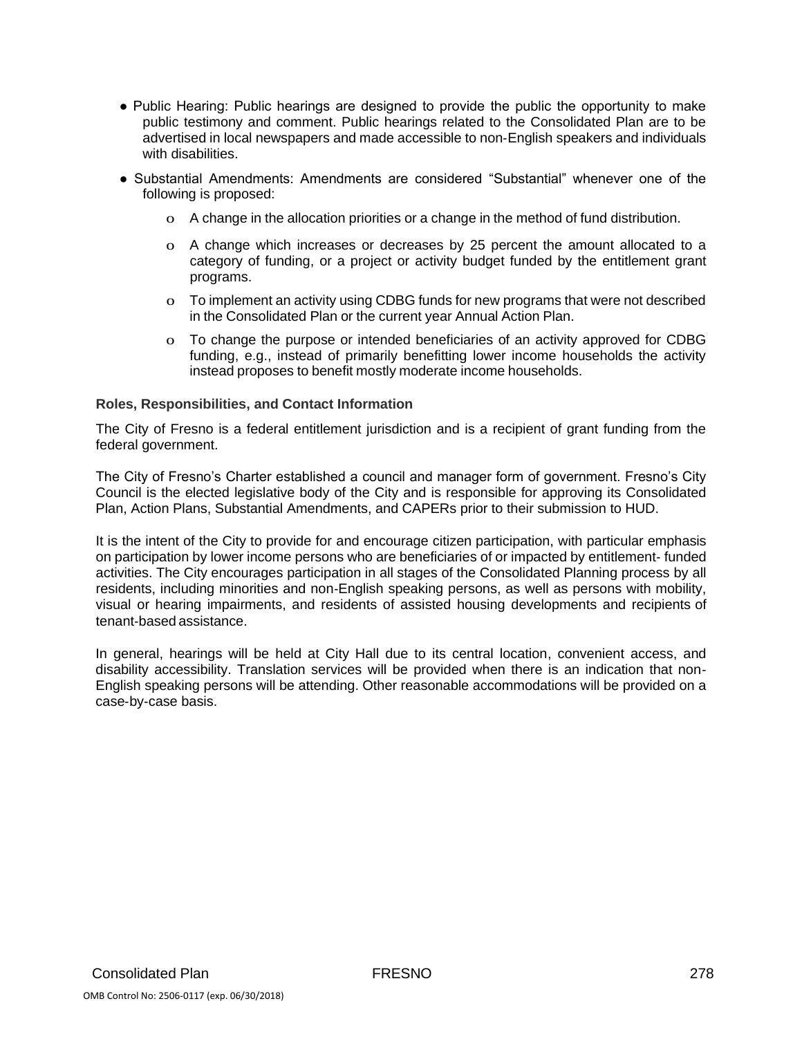- Public Hearing: Public hearings are designed to provide the public the opportunity to make public testimony and comment. Public hearings related to the Consolidated Plan are to be advertised in local newspapers and made accessible to non-English speakers and individuals with disabilities.
- Substantial Amendments: Amendments are considered "Substantial" whenever one of the following is proposed:
  - A change in the allocation priorities or a change in the method of fund distribution.
  - A change which increases or decreases by 25 percent the amount allocated to a category of funding, or a project or activity budget funded by the entitlement grant programs.
  - To implement an activity using CDBG funds for new programs that were not described in the Consolidated Plan or the current year Annual Action Plan.
  - To change the purpose or intended beneficiaries of an activity approved for CDBG funding, e.g., instead of primarily benefitting lower income households the activity instead proposes to benefit mostly moderate income households.

**Roles, Responsibilities, and Contact Information**

The City of Fresno is a federal entitlement jurisdiction and is a recipient of grant funding from the federal government.

The City of Fresno's Charter established a council and manager form of government. Fresno's City Council is the elected legislative body of the City and is responsible for approving its Consolidated Plan, Action Plans, Substantial Amendments, and CAPERs prior to their submission to HUD.

It is the intent of the City to provide for and encourage citizen participation, with particular emphasis on participation by lower income persons who are beneficiaries of or impacted by entitlement- funded activities. The City encourages participation in all stages of the Consolidated Planning process by all residents, including minorities and non-English speaking persons, as well as persons with mobility, visual or hearing impairments, and residents of assisted housing developments and recipients of tenant-based assistance.

In general, hearings will be held at City Hall due to its central location, convenient access, and disability accessibility. Translation services will be provided when there is an indication that non-English speaking persons will be attending. Other reasonable accommodations will be provided on a case-by-case basis.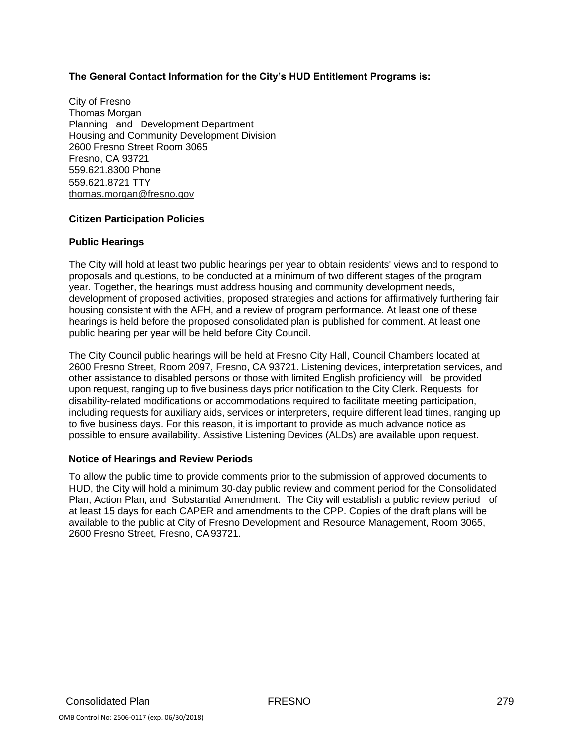**The General Contact Information for the City's HUD Entitlement Programs is:**

City of Fresno
Thomas Morgan
Planning and Development Department
Housing and Community Development Division
2600 Fresno Street Room 3065
Fresno, CA 93721
559.621.8300 Phone
559.621.8721 TTY
thomas.morgan@fresno.gov

**Citizen Participation Policies**

**Public Hearings**

The City will hold at least two public hearings per year to obtain residents' views and to respond to proposals and questions, to be conducted at a minimum of two different stages of the program year. Together, the hearings must address housing and community development needs, development of proposed activities, proposed strategies and actions for affirmatively furthering fair housing consistent with the AFH, and a review of program performance. At least one of these hearings is held before the proposed consolidated plan is published for comment. At least one public hearing per year will be held before City Council.

The City Council public hearings will be held at Fresno City Hall, Council Chambers located at 2600 Fresno Street, Room 2097, Fresno, CA 93721. Listening devices, interpretation services, and other assistance to disabled persons or those with limited English proficiency will be provided upon request, ranging up to five business days prior notification to the City Clerk. Requests for disability-related modifications or accommodations required to facilitate meeting participation, including requests for auxiliary aids, services or interpreters, require different lead times, ranging up to five business days. For this reason, it is important to provide as much advance notice as possible to ensure availability. Assistive Listening Devices (ALDs) are available upon request.

**Notice of Hearings and Review Periods**

To allow the public time to provide comments prior to the submission of approved documents to HUD, the City will hold a minimum 30-day public review and comment period for the Consolidated Plan, Action Plan, and Substantial Amendment. The City will establish a public review period of at least 15 days for each CAPER and amendments to the CPP. Copies of the draft plans will be available to the public at City of Fresno Development and Resource Management, Room 3065, 2600 Fresno Street, Fresno, CA 93721.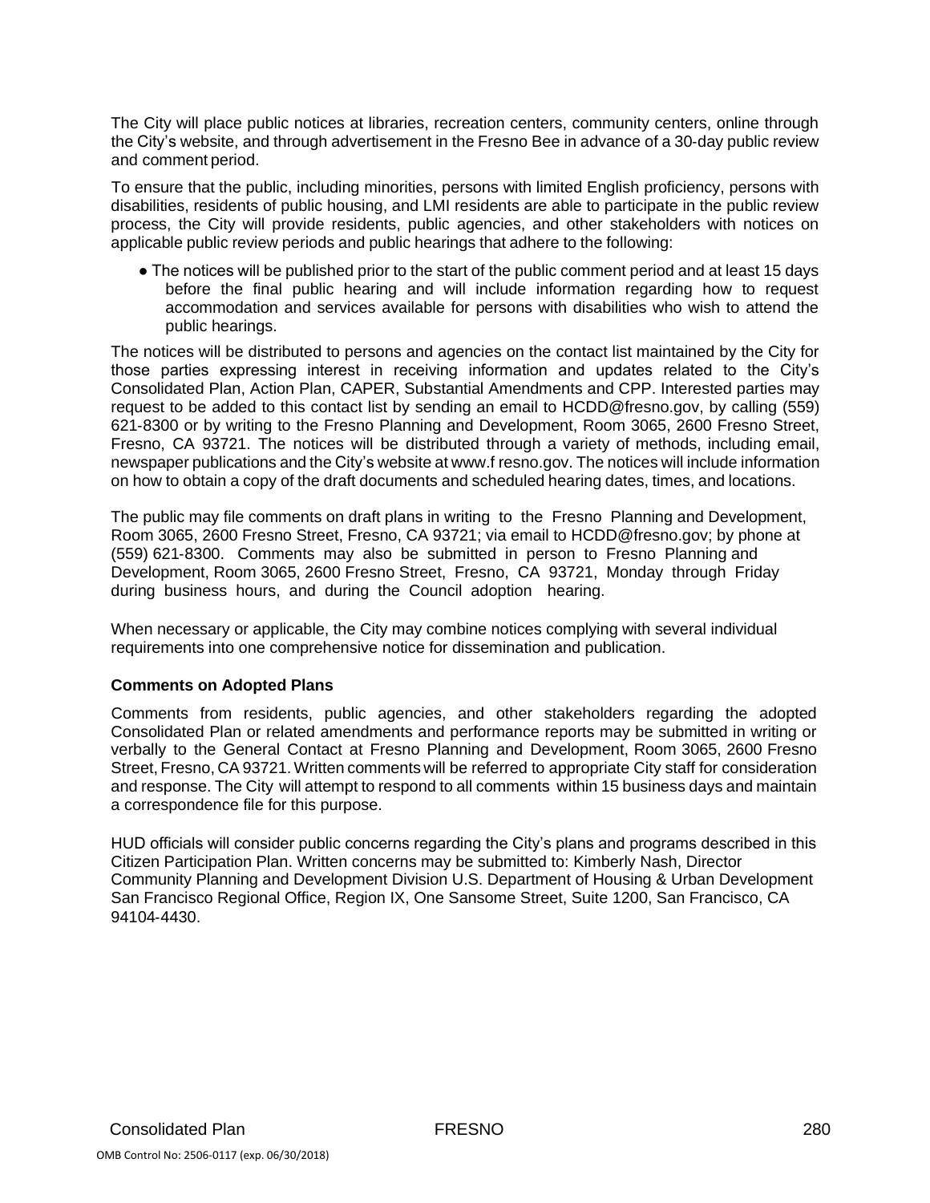The City will place public notices at libraries, recreation centers, community centers, online through the City's website, and through advertisement in the Fresno Bee in advance of a 30-day public review and comment period.

To ensure that the public, including minorities, persons with limited English proficiency, persons with disabilities, residents of public housing, and LMI residents are able to participate in the public review process, the City will provide residents, public agencies, and other stakeholders with notices on applicable public review periods and public hearings that adhere to the following:

- The notices will be published prior to the start of the public comment period and at least 15 days before the final public hearing and will include information regarding how to request accommodation and services available for persons with disabilities who wish to attend the public hearings.

The notices will be distributed to persons and agencies on the contact list maintained by the City for those parties expressing interest in receiving information and updates related to the City's Consolidated Plan, Action Plan, CAPER, Substantial Amendments and CPP. Interested parties may request to be added to this contact list by sending an email to HCDD@fresno.gov, by calling (559) 621-8300 or by writing to the Fresno Planning and Development, Room 3065, 2600 Fresno Street, Fresno, CA 93721. The notices will be distributed through a variety of methods, including email, newspaper publications and the City's website at www.f resno.gov. The notices will include information on how to obtain a copy of the draft documents and scheduled hearing dates, times, and locations.

The public may file comments on draft plans in writing to the Fresno Planning and Development, Room 3065, 2600 Fresno Street, Fresno, CA 93721; via email to HCDD@fresno.gov; by phone at (559) 621-8300. Comments may also be submitted in person to Fresno Planning and Development, Room 3065, 2600 Fresno Street, Fresno, CA 93721, Monday through Friday during business hours, and during the Council adoption hearing.

When necessary or applicable, the City may combine notices complying with several individual requirements into one comprehensive notice for dissemination and publication.

**Comments on Adopted Plans**

Comments from residents, public agencies, and other stakeholders regarding the adopted Consolidated Plan or related amendments and performance reports may be submitted in writing or verbally to the General Contact at Fresno Planning and Development, Room 3065, 2600 Fresno Street, Fresno, CA 93721. Written comments will be referred to appropriate City staff for consideration and response. The City will attempt to respond to all comments within 15 business days and maintain a correspondence file for this purpose.

HUD officials will consider public concerns regarding the City's plans and programs described in this Citizen Participation Plan. Written concerns may be submitted to: Kimberly Nash, Director Community Planning and Development Division U.S. Department of Housing & Urban Development San Francisco Regional Office, Region IX, One Sansome Street, Suite 1200, San Francisco, CA 94104-4430.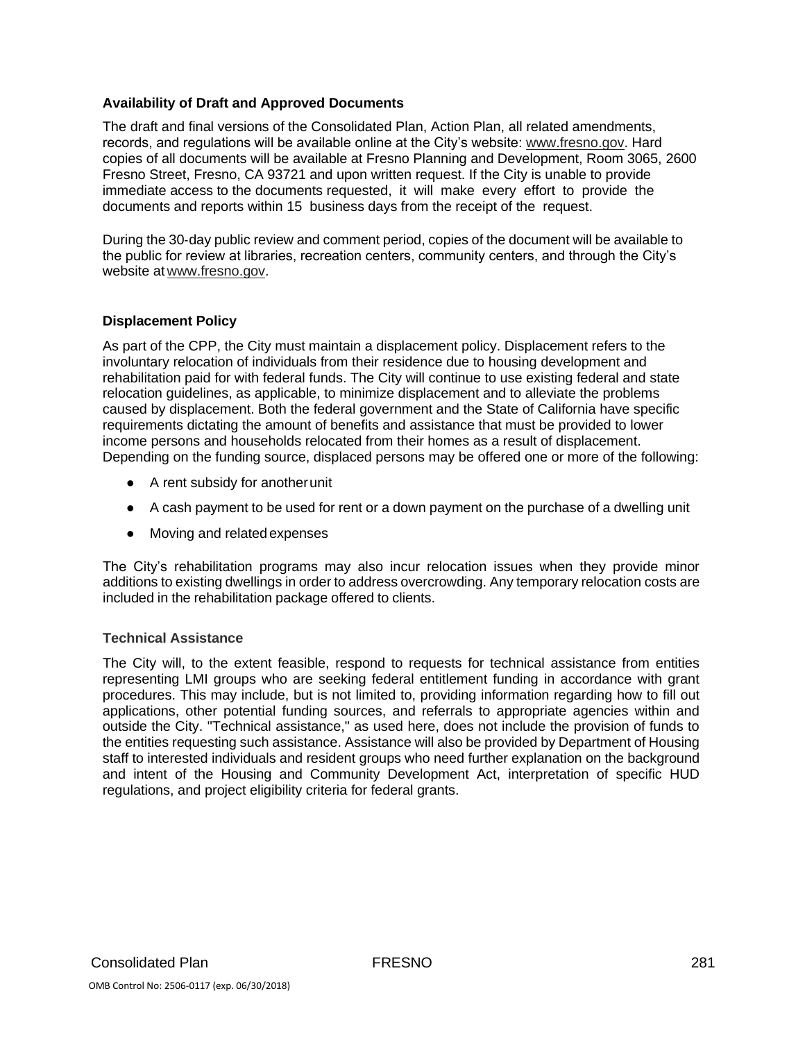### Availability of Draft and Approved Documents

The draft and final versions of the Consolidated Plan, Action Plan, all related amendments, records, and regulations will be available online at the City's website: www.fresno.gov. Hard copies of all documents will be available at Fresno Planning and Development, Room 3065, 2600 Fresno Street, Fresno, CA 93721 and upon written request. If the City is unable to provide immediate access to the documents requested, it will make every effort to provide the documents and reports within 15 business days from the receipt of the request.

During the 30-day public review and comment period, copies of the document will be available to the public for review at libraries, recreation centers, community centers, and through the City's website at www.fresno.gov.

### Displacement Policy

As part of the CPP, the City must maintain a displacement policy. Displacement refers to the involuntary relocation of individuals from their residence due to housing development and rehabilitation paid for with federal funds. The City will continue to use existing federal and state relocation guidelines, as applicable, to minimize displacement and to alleviate the problems caused by displacement. Both the federal government and the State of California have specific requirements dictating the amount of benefits and assistance that must be provided to lower income persons and households relocated from their homes as a result of displacement. Depending on the funding source, displaced persons may be offered one or more of the following:

- A rent subsidy for another unit
- A cash payment to be used for rent or a down payment on the purchase of a dwelling unit
- Moving and related expenses

The City's rehabilitation programs may also incur relocation issues when they provide minor additions to existing dwellings in order to address overcrowding. Any temporary relocation costs are included in the rehabilitation package offered to clients.

#### Technical Assistance

The City will, to the extent feasible, respond to requests for technical assistance from entities representing LMI groups who are seeking federal entitlement funding in accordance with grant procedures. This may include, but is not limited to, providing information regarding how to fill out applications, other potential funding sources, and referrals to appropriate agencies within and outside the City. "Technical assistance," as used here, does not include the provision of funds to the entities requesting such assistance. Assistance will also be provided by Department of Housing staff to interested individuals and resident groups who need further explanation on the background and intent of the Housing and Community Development Act, interpretation of specific HUD regulations, and project eligibility criteria for federal grants.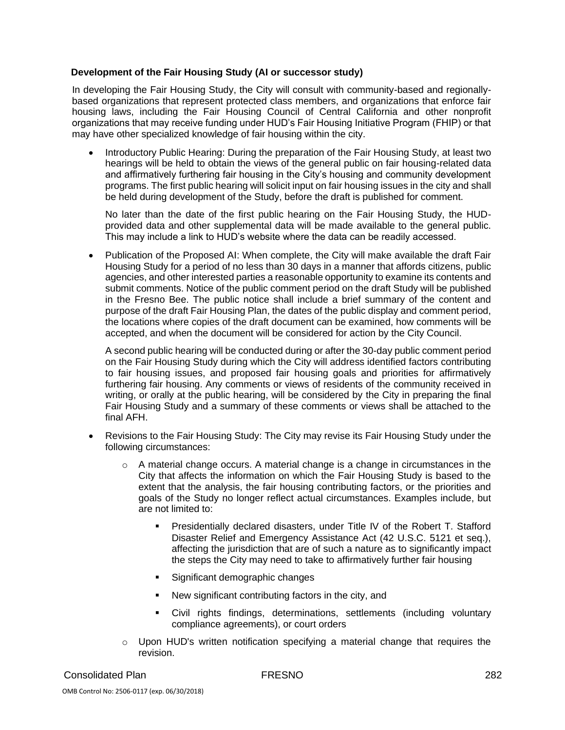**Development of the Fair Housing Study (AI or successor study)**

In developing the Fair Housing Study, the City will consult with community-based and regionally-based organizations that represent protected class members, and organizations that enforce fair housing laws, including the Fair Housing Council of Central California and other nonprofit organizations that may receive funding under HUD's Fair Housing Initiative Program (FHIP) or that may have other specialized knowledge of fair housing within the city.

- Introductory Public Hearing: During the preparation of the Fair Housing Study, at least two hearings will be held to obtain the views of the general public on fair housing-related data and affirmatively furthering fair housing in the City's housing and community development programs. The first public hearing will solicit input on fair housing issues in the city and shall be held during development of the Study, before the draft is published for comment.

  No later than the date of the first public hearing on the Fair Housing Study, the HUD-provided data and other supplemental data will be made available to the general public. This may include a link to HUD's website where the data can be readily accessed.

- Publication of the Proposed AI: When complete, the City will make available the draft Fair Housing Study for a period of no less than 30 days in a manner that affords citizens, public agencies, and other interested parties a reasonable opportunity to examine its contents and submit comments. Notice of the public comment period on the draft Study will be published in the Fresno Bee. The public notice shall include a brief summary of the content and purpose of the draft Fair Housing Plan, the dates of the public display and comment period, the locations where copies of the draft document can be examined, how comments will be accepted, and when the document will be considered for action by the City Council.

  A second public hearing will be conducted during or after the 30-day public comment period on the Fair Housing Study during which the City will address identified factors contributing to fair housing issues, and proposed fair housing goals and priorities for affirmatively furthering fair housing. Any comments or views of residents of the community received in writing, or orally at the public hearing, will be considered by the City in preparing the final Fair Housing Study and a summary of these comments or views shall be attached to the final AFH.

- Revisions to the Fair Housing Study: The City may revise its Fair Housing Study under the following circumstances:
  - A material change occurs. A material change is a change in circumstances in the City that affects the information on which the Fair Housing Study is based to the extent that the analysis, the fair housing contributing factors, or the priorities and goals of the Study no longer reflect actual circumstances. Examples include, but are not limited to:
    - Presidentially declared disasters, under Title IV of the Robert T. Stafford Disaster Relief and Emergency Assistance Act (42 U.S.C. 5121 et seq.), affecting the jurisdiction that are of such a nature as to significantly impact the steps the City may need to take to affirmatively further fair housing
    - Significant demographic changes
    - New significant contributing factors in the city, and
    - Civil rights findings, determinations, settlements (including voluntary compliance agreements), or court orders
  - Upon HUD's written notification specifying a material change that requires the revision.